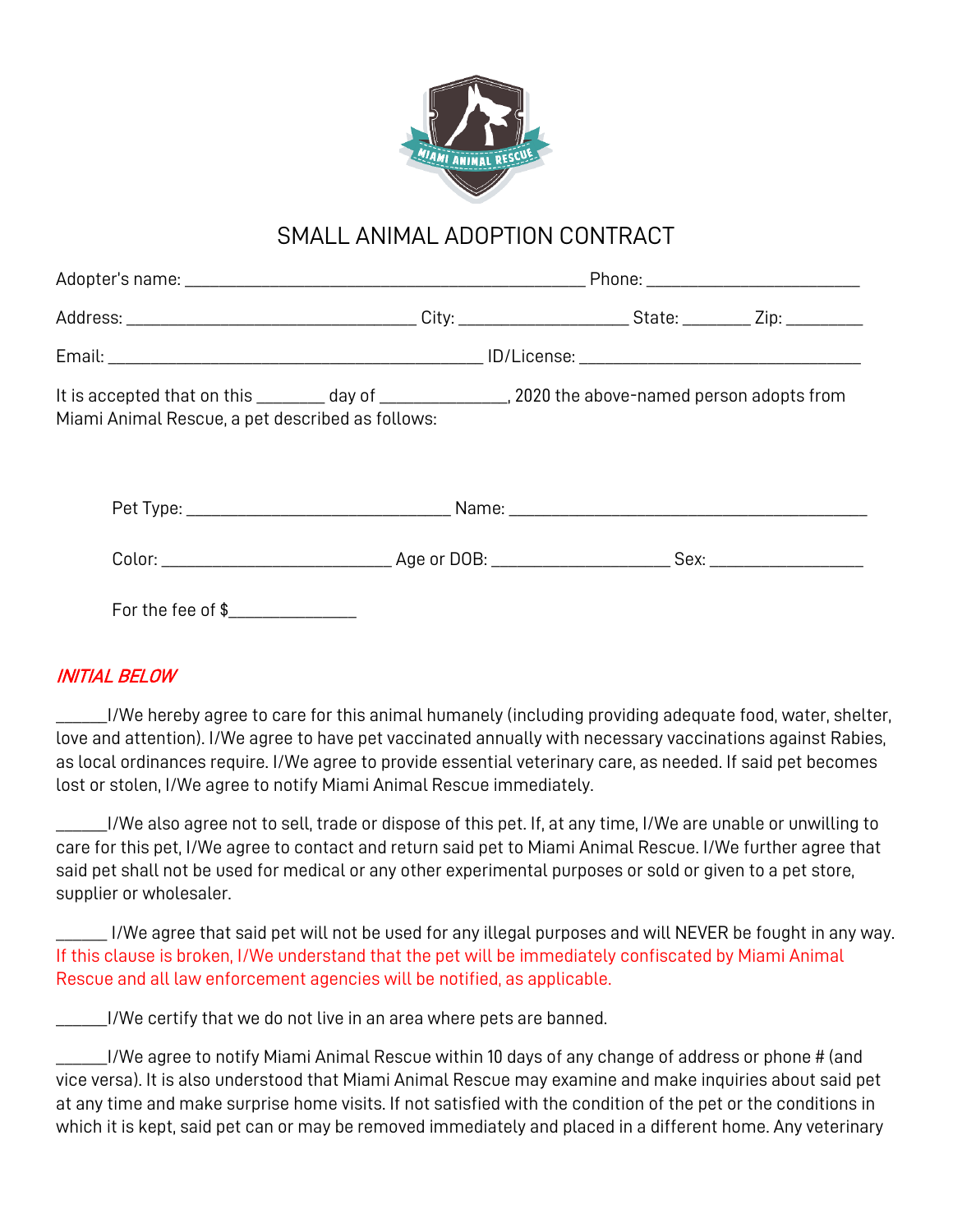# SMALL ANIMAL ADOPTION CONTRACT

Adopter's name: ____________________________________________ Phone: _______________________

Address: ________________________________ City: ___________________ State: _______ Zip: ________

Email: __________________________________________ ID/License: _______________________________

It is accepted that on this _______ day of ______________, 2020 the above-named person adopts from Miami Animal Rescue, a pet described as follows:

Pet Type: _____________________________ Name: _______________________________________

Color: __________________________ Age or DOB: ___________________ Sex: _________________

For the fee of $______________

***INITIAL BELOW***

______I/We hereby agree to care for this animal humanely (including providing adequate food, water, shelter, love and attention). I/We agree to have pet vaccinated annually with necessary vaccinations against Rabies, as local ordinances require. I/We agree to provide essential veterinary care, as needed. If said pet becomes lost or stolen, I/We agree to notify Miami Animal Rescue immediately.

______I/We also agree not to sell, trade or dispose of this pet. If, at any time, I/We are unable or unwilling to care for this pet, I/We agree to contact and return said pet to Miami Animal Rescue. I/We further agree that said pet shall not be used for medical or any other experimental purposes or sold or given to a pet store, supplier or wholesaler.

______ I/We agree that said pet will not be used for any illegal purposes and will NEVER be fought in any way. If this clause is broken, I/We understand that the pet will be immediately confiscated by Miami Animal Rescue and all law enforcement agencies will be notified, as applicable.

______I/We certify that we do not live in an area where pets are banned.

______I/We agree to notify Miami Animal Rescue within 10 days of any change of address or phone # (and vice versa). It is also understood that Miami Animal Rescue may examine and make inquiries about said pet at any time and make surprise home visits. If not satisfied with the condition of the pet or the conditions in which it is kept, said pet can or may be removed immediately and placed in a different home. Any veterinary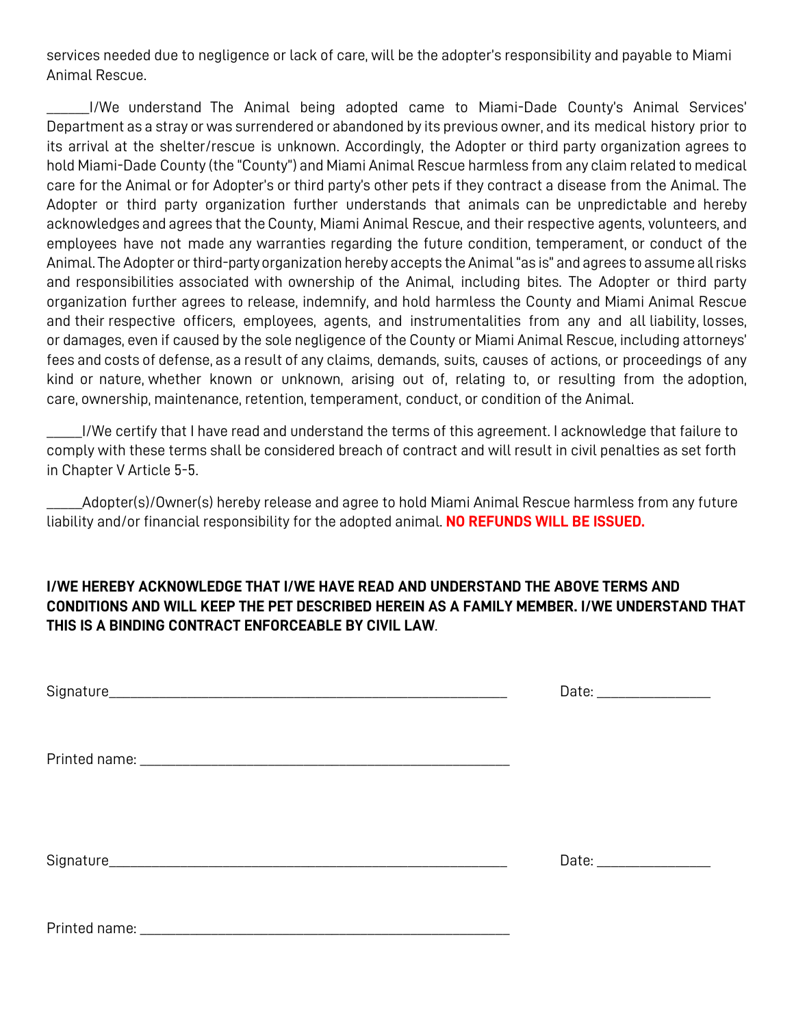services needed due to negligence or lack of care, will be the adopter's responsibility and payable to Miami Animal Rescue.

______I/We understand The Animal being adopted came to Miami-Dade County's Animal Services' Department as a stray or was surrendered or abandoned by its previous owner, and its medical history prior to its arrival at the shelter/rescue is unknown. Accordingly, the Adopter or third party organization agrees to hold Miami-Dade County (the "County") and Miami Animal Rescue harmless from any claim related to medical care for the Animal or for Adopter's or third party's other pets if they contract a disease from the Animal. The Adopter or third party organization further understands that animals can be unpredictable and hereby acknowledges and agrees that the County, Miami Animal Rescue, and their respective agents, volunteers, and employees have not made any warranties regarding the future condition, temperament, or conduct of the Animal. The Adopter or third-party organization hereby accepts the Animal "as is" and agrees to assume all risks and responsibilities associated with ownership of the Animal, including bites. The Adopter or third party organization further agrees to release, indemnify, and hold harmless the County and Miami Animal Rescue and their respective officers, employees, agents, and instrumentalities from any and all liability, losses, or damages, even if caused by the sole negligence of the County or Miami Animal Rescue, including attorneys' fees and costs of defense, as a result of any claims, demands, suits, causes of actions, or proceedings of any kind or nature, whether known or unknown, arising out of, relating to, or resulting from the adoption, care, ownership, maintenance, retention, temperament, conduct, or condition of the Animal.

_____I/We certify that I have read and understand the terms of this agreement. I acknowledge that failure to comply with these terms shall be considered breach of contract and will result in civil penalties as set forth in Chapter V Article 5-5.

_____Adopter(s)/Owner(s) hereby release and agree to hold Miami Animal Rescue harmless from any future liability and/or financial responsibility for the adopted animal. **NO REFUNDS WILL BE ISSUED.**

**I/WE HEREBY ACKNOWLEDGE THAT I/WE HAVE READ AND UNDERSTAND THE ABOVE TERMS AND CONDITIONS AND WILL KEEP THE PET DESCRIBED HEREIN AS A FAMILY MEMBER. I/WE UNDERSTAND THAT THIS IS A BINDING CONTRACT ENFORCEABLE BY CIVIL LAW**.

Signature________________________________________________ Date: ______________

Printed name: ____________________________________________

Signature________________________________________________ Date: ______________

Printed name: ____________________________________________